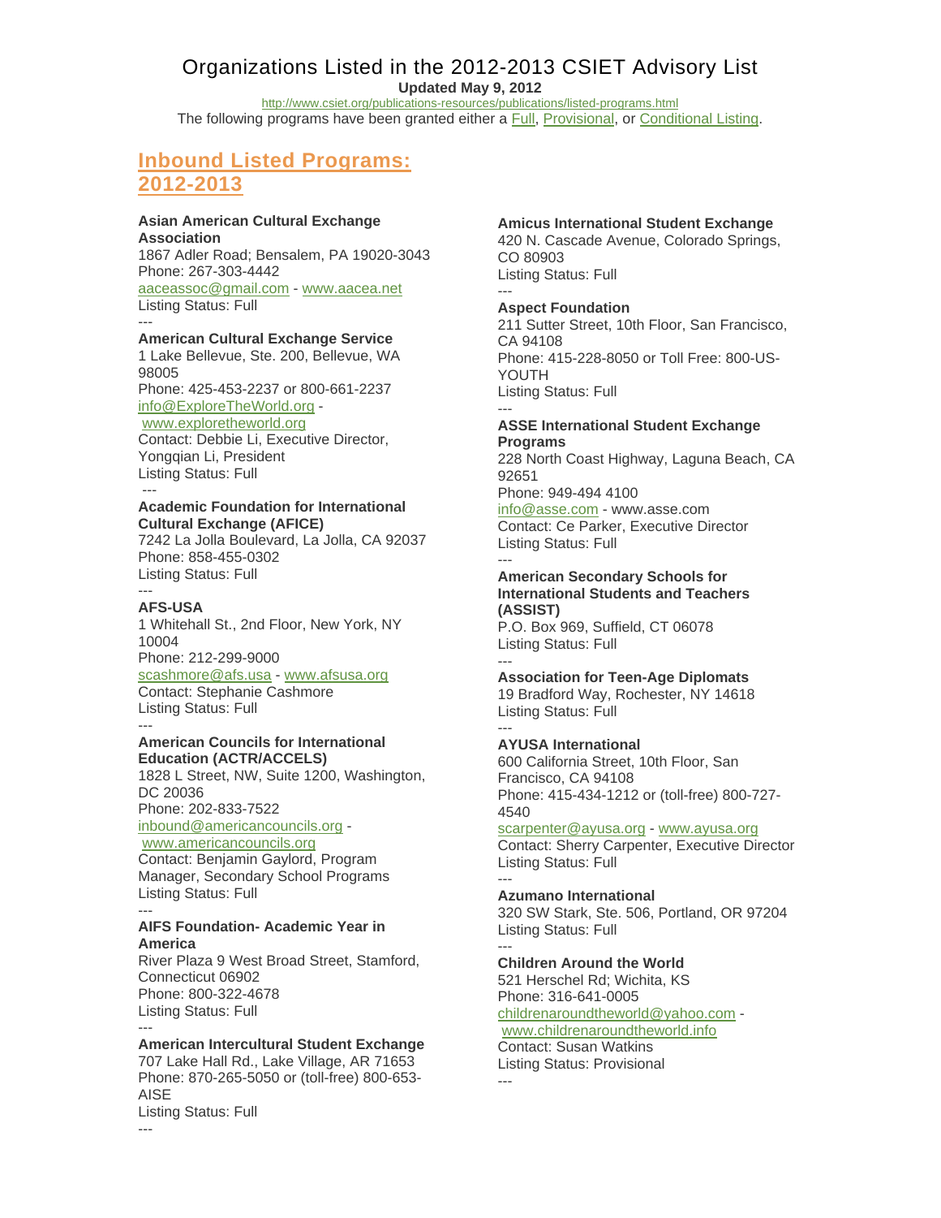# Organizations Listed in the 2012-2013 CSIET Advisory List

**Updated May 9, 2012**

http://www.csiet.org/publications-resources/publications/listed-programs.html

The following programs have been granted either a Full, Provisional, or Conditional Listing.

## Inbound Listed Programs: 2012-2013

**Asian American Cultural Exchange Association**
1867 Adler Road; Bensalem, PA 19020-3043
Phone: 267-303-4442
aaceassoc@gmail.com - www.aacea.net
Listing Status: Full

---

**American Cultural Exchange Service**
1 Lake Bellevue, Ste. 200, Bellevue, WA 98005
Phone: 425-453-2237 or 800-661-2237
info@ExploreTheWorld.org - www.exploretheworld.org
Contact: Debbie Li, Executive Director, Yongqian Li, President
Listing Status: Full

---

**Academic Foundation for International Cultural Exchange (AFICE)**
7242 La Jolla Boulevard, La Jolla, CA 92037
Phone: 858-455-0302
Listing Status: Full

---

**AFS-USA**
1 Whitehall St., 2nd Floor, New York, NY 10004
Phone: 212-299-9000
scashmore@afs.usa - www.afsusa.org
Contact: Stephanie Cashmore
Listing Status: Full

---

**American Councils for International Education (ACTR/ACCELS)**
1828 L Street, NW, Suite 1200, Washington, DC 20036
Phone: 202-833-7522
inbound@americancouncils.org - www.americancouncils.org
Contact: Benjamin Gaylord, Program Manager, Secondary School Programs
Listing Status: Full

---

**AIFS Foundation- Academic Year in America**
River Plaza 9 West Broad Street, Stamford, Connecticut 06902
Phone: 800-322-4678
Listing Status: Full

---

**American Intercultural Student Exchange**
707 Lake Hall Rd., Lake Village, AR 71653
Phone: 870-265-5050 or (toll-free) 800-653-AISE
Listing Status: Full

---

**Amicus International Student Exchange**
420 N. Cascade Avenue, Colorado Springs, CO 80903
Listing Status: Full

---

**Aspect Foundation**
211 Sutter Street, 10th Floor, San Francisco, CA 94108
Phone: 415-228-8050 or Toll Free: 800-US-YOUTH
Listing Status: Full

---

**ASSE International Student Exchange Programs**
228 North Coast Highway, Laguna Beach, CA 92651
Phone: 949-494 4100
info@asse.com - www.asse.com
Contact: Ce Parker, Executive Director
Listing Status: Full

---

**American Secondary Schools for International Students and Teachers (ASSIST)**
P.O. Box 969, Suffield, CT 06078
Listing Status: Full

---

**Association for Teen-Age Diplomats**
19 Bradford Way, Rochester, NY 14618
Listing Status: Full

---

**AYUSA International**
600 California Street, 10th Floor, San Francisco, CA 94108
Phone: 415-434-1212 or (toll-free) 800-727-4540
scarpenter@ayusa.org - www.ayusa.org
Contact: Sherry Carpenter, Executive Director
Listing Status: Full

---

**Azumano International**
320 SW Stark, Ste. 506, Portland, OR 97204
Listing Status: Full

---

**Children Around the World**
521 Herschel Rd; Wichita, KS
Phone: 316-641-0005
childrenaroundtheworld@yahoo.com - www.childrenaroundtheworld.info
Contact: Susan Watkins
Listing Status: Provisional

---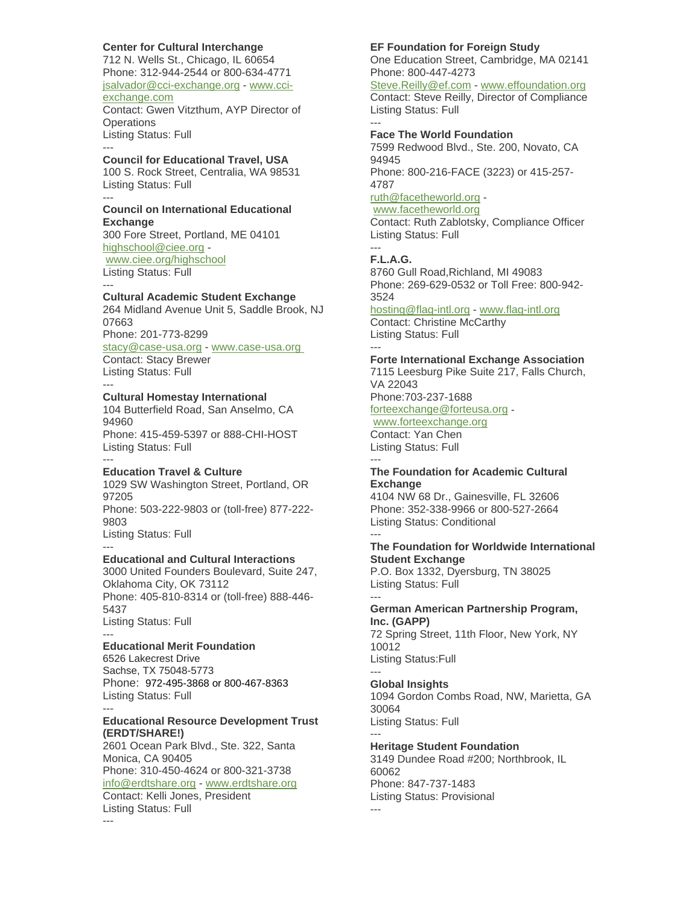**Center for Cultural Interchange**
712 N. Wells St., Chicago, IL 60654
Phone: 312-944-2544 or 800-634-4771
jsalvador@cci-exchange.org - www.cci-exchange.com
Contact: Gwen Vitzthum, AYP Director of Operations
Listing Status: Full

---

**Council for Educational Travel, USA**
100 S. Rock Street, Centralia, WA 98531
Listing Status: Full

---

**Council on International Educational Exchange**
300 Fore Street, Portland, ME 04101
highschool@ciee.org - www.ciee.org/highschool
Listing Status: Full

---

**Cultural Academic Student Exchange**
264 Midland Avenue Unit 5, Saddle Brook, NJ 07663
Phone: 201-773-8299
stacy@case-usa.org - www.case-usa.org
Contact: Stacy Brewer
Listing Status: Full

---

**Cultural Homestay International**
104 Butterfield Road, San Anselmo, CA 94960
Phone: 415-459-5397 or 888-CHI-HOST
Listing Status: Full

---

**Education Travel & Culture**
1029 SW Washington Street, Portland, OR 97205
Phone: 503-222-9803 or (toll-free) 877-222-9803
Listing Status: Full

---

**Educational and Cultural Interactions**
3000 United Founders Boulevard, Suite 247, Oklahoma City, OK 73112
Phone: 405-810-8314 or (toll-free) 888-446-5437
Listing Status: Full

---

**Educational Merit Foundation**
6526 Lakecrest Drive
Sachse, TX 75048-5773
Phone: 972-495-3868 or 800-467-8363
Listing Status: Full

---

**Educational Resource Development Trust (ERDT/SHARE!)**
2601 Ocean Park Blvd., Ste. 322, Santa Monica, CA 90405
Phone: 310-450-4624 or 800-321-3738
info@erdtshare.org - www.erdtshare.org
Contact: Kelli Jones, President
Listing Status: Full

---

**EF Foundation for Foreign Study**
One Education Street, Cambridge, MA 02141
Phone: 800-447-4273
Steve.Reilly@ef.com - www.effoundation.org
Contact: Steve Reilly, Director of Compliance
Listing Status: Full

---

**Face The World Foundation**
7599 Redwood Blvd., Ste. 200, Novato, CA 94945
Phone: 800-216-FACE (3223) or 415-257-4787
ruth@facetheworld.org - www.facetheworld.org
Contact: Ruth Zablotsky, Compliance Officer
Listing Status: Full

---

**F.L.A.G.**
8760 Gull Road,Richland, MI 49083
Phone: 269-629-0532 or Toll Free: 800-942-3524
hosting@flag-intl.org - www.flag-intl.org
Contact: Christine McCarthy
Listing Status: Full

---

**Forte International Exchange Association**
7115 Leesburg Pike Suite 217, Falls Church, VA 22043
Phone:703-237-1688
forteexchange@forteusa.org - www.forteexchange.org
Contact: Yan Chen
Listing Status: Full

---

**The Foundation for Academic Cultural Exchange**
4104 NW 68 Dr., Gainesville, FL 32606
Phone: 352-338-9966 or 800-527-2664
Listing Status: Conditional

---

**The Foundation for Worldwide International Student Exchange**
P.O. Box 1332, Dyersburg, TN 38025
Listing Status: Full

---

**German American Partnership Program, Inc. (GAPP)**
72 Spring Street, 11th Floor, New York, NY 10012
Listing Status:Full

---

**Global Insights**
1094 Gordon Combs Road, NW, Marietta, GA 30064
Listing Status: Full

---

**Heritage Student Foundation**
3149 Dundee Road #200; Northbrook, IL 60062
Phone: 847-737-1483
Listing Status: Provisional

---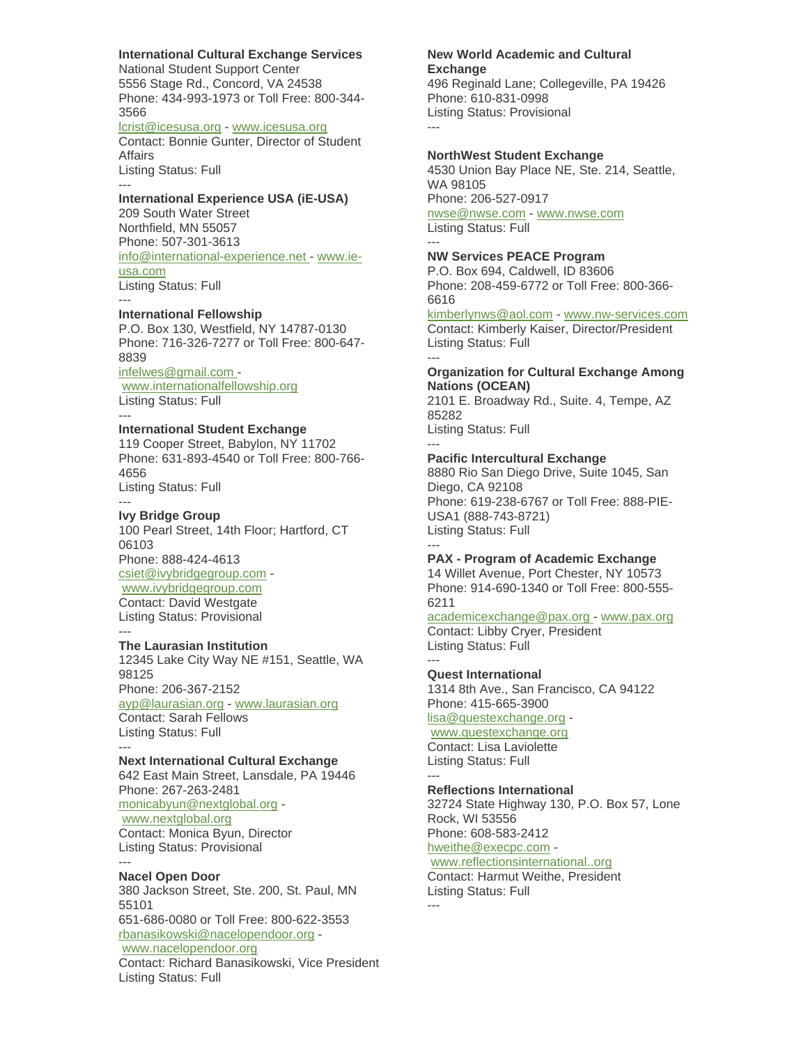**International Cultural Exchange Services**
National Student Support Center
5556 Stage Rd., Concord, VA 24538
Phone: 434-993-1973 or Toll Free: 800-344-3566
lcrist@icesusa.org - www.icesusa.org
Contact: Bonnie Gunter, Director of Student Affairs
Listing Status: Full

---

**International Experience USA (iE-USA)**
209 South Water Street
Northfield, MN 55057
Phone: 507-301-3613
info@international-experience.net - www.ie-usa.com
Listing Status: Full

---

**International Fellowship**
P.O. Box 130, Westfield, NY 14787-0130
Phone: 716-326-7277 or Toll Free: 800-647-8839
infelwes@gmail.com - www.internationalfellowship.org
Listing Status: Full

---

**International Student Exchange**
119 Cooper Street, Babylon, NY 11702
Phone: 631-893-4540 or Toll Free: 800-766-4656
Listing Status: Full

---

**Ivy Bridge Group**
100 Pearl Street, 14th Floor; Hartford, CT 06103
Phone: 888-424-4613
csiet@ivybridgegroup.com - www.ivybridgegroup.com
Contact: David Westgate
Listing Status: Provisional

---

**The Laurasian Institution**
12345 Lake City Way NE #151, Seattle, WA 98125
Phone: 206-367-2152
ayp@laurasian.org - www.laurasian.org
Contact: Sarah Fellows
Listing Status: Full

---

**Next International Cultural Exchange**
642 East Main Street, Lansdale, PA 19446
Phone: 267-263-2481
monicabyun@nextglobal.org - www.nextglobal.org
Contact: Monica Byun, Director
Listing Status: Provisional

---

**Nacel Open Door**
380 Jackson Street, Ste. 200, St. Paul, MN 55101
651-686-0080 or Toll Free: 800-622-3553
rbanasikowski@nacelopendoor.org - www.nacelopendoor.org
Contact: Richard Banasikowski, Vice President
Listing Status: Full

**New World Academic and Cultural Exchange**
496 Reginald Lane; Collegeville, PA 19426
Phone: 610-831-0998
Listing Status: Provisional

---

**NorthWest Student Exchange**
4530 Union Bay Place NE, Ste. 214, Seattle, WA 98105
Phone: 206-527-0917
nwse@nwse.com - www.nwse.com
Listing Status: Full

---

**NW Services PEACE Program**
P.O. Box 694, Caldwell, ID 83606
Phone: 208-459-6772 or Toll Free: 800-366-6616
kimberlynws@aol.com - www.nw-services.com
Contact: Kimberly Kaiser, Director/President
Listing Status: Full

---

**Organization for Cultural Exchange Among Nations (OCEAN)**
2101 E. Broadway Rd., Suite. 4, Tempe, AZ 85282
Listing Status: Full

---

**Pacific Intercultural Exchange**
8880 Rio San Diego Drive, Suite 1045, San Diego, CA 92108
Phone: 619-238-6767 or Toll Free: 888-PIE-USA1 (888-743-8721)
Listing Status: Full

---

**PAX - Program of Academic Exchange**
14 Willet Avenue, Port Chester, NY 10573
Phone: 914-690-1340 or Toll Free: 800-555-6211
academicexchange@pax.org - www.pax.org
Contact: Libby Cryer, President
Listing Status: Full

---

**Quest International**
1314 8th Ave., San Francisco, CA 94122
Phone: 415-665-3900
lisa@questexchange.org - www.questexchange.org
Contact: Lisa Laviolette
Listing Status: Full

---

**Reflections International**
32724 State Highway 130, P.O. Box 57, Lone Rock, WI 53556
Phone: 608-583-2412
hweithe@execpc.com - www.reflectionsinternational..org
Contact: Harmut Weithe, President
Listing Status: Full

---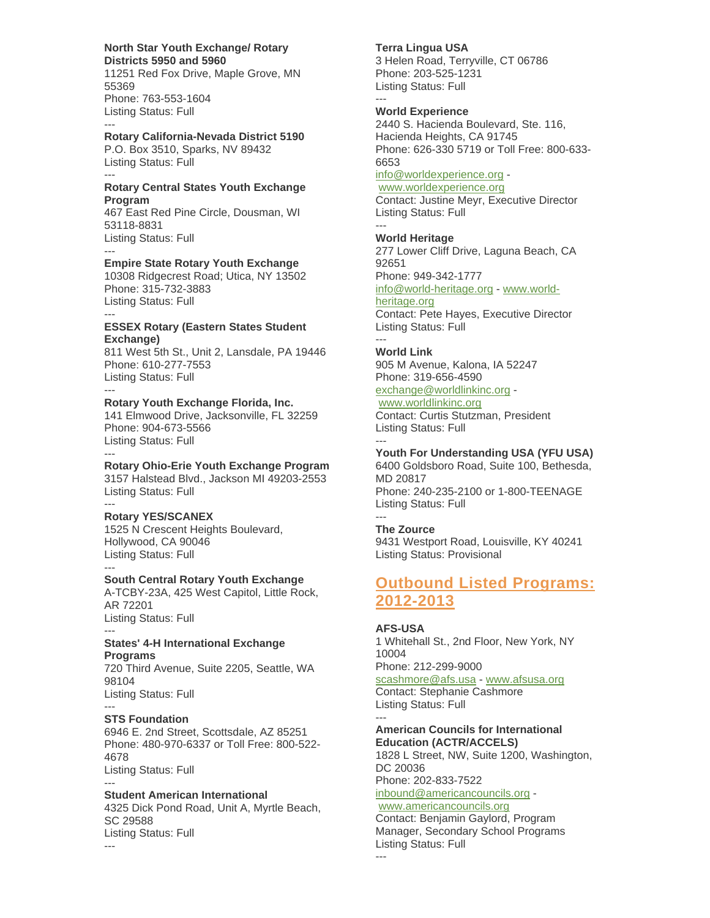**North Star Youth Exchange/ Rotary Districts 5950 and 5960**
11251 Red Fox Drive, Maple Grove, MN 55369
Phone: 763-553-1604
Listing Status: Full

---

**Rotary California-Nevada District 5190**
P.O. Box 3510, Sparks, NV 89432
Listing Status: Full

---

**Rotary Central States Youth Exchange Program**
467 East Red Pine Circle, Dousman, WI 53118-8831
Listing Status: Full

---

**Empire State Rotary Youth Exchange**
10308 Ridgecrest Road; Utica, NY 13502
Phone: 315-732-3883
Listing Status: Full

---

**ESSEX Rotary (Eastern States Student Exchange)**
811 West 5th St., Unit 2, Lansdale, PA 19446
Phone: 610-277-7553
Listing Status: Full

---

**Rotary Youth Exchange Florida, Inc.**
141 Elmwood Drive, Jacksonville, FL 32259
Phone: 904-673-5566
Listing Status: Full

---

**Rotary Ohio-Erie Youth Exchange Program**
3157 Halstead Blvd., Jackson MI 49203-2553
Listing Status: Full

---

**Rotary YES/SCANEX**
1525 N Crescent Heights Boulevard, Hollywood, CA 90046
Listing Status: Full

---

**South Central Rotary Youth Exchange**
A-TCBY-23A, 425 West Capitol, Little Rock, AR 72201
Listing Status: Full

---

**States' 4-H International Exchange Programs**
720 Third Avenue, Suite 2205, Seattle, WA 98104
Listing Status: Full

---

**STS Foundation**
6946 E. 2nd Street, Scottsdale, AZ 85251
Phone: 480-970-6337 or Toll Free: 800-522-4678
Listing Status: Full

---

**Student American International**
4325 Dick Pond Road, Unit A, Myrtle Beach, SC 29588
Listing Status: Full

---

**Terra Lingua USA**
3 Helen Road, Terryville, CT 06786
Phone: 203-525-1231
Listing Status: Full

---

**World Experience**
2440 S. Hacienda Boulevard, Ste. 116, Hacienda Heights, CA 91745
Phone: 626-330 5719 or Toll Free: 800-633-6653
info@worldexperience.org - www.worldexperience.org
Contact: Justine Meyr, Executive Director
Listing Status: Full

---

**World Heritage**
277 Lower Cliff Drive, Laguna Beach, CA 92651
Phone: 949-342-1777
info@world-heritage.org - www.world-heritage.org
Contact: Pete Hayes, Executive Director
Listing Status: Full

---

**World Link**
905 M Avenue, Kalona, IA 52247
Phone: 319-656-4590
exchange@worldlinkinc.org - www.worldlinkinc.org
Contact: Curtis Stutzman, President
Listing Status: Full

---

**Youth For Understanding USA (YFU USA)**
6400 Goldsboro Road, Suite 100, Bethesda, MD 20817
Phone: 240-235-2100 or 1-800-TEENAGE
Listing Status: Full

---

**The Zource**
9431 Westport Road, Louisville, KY 40241
Listing Status: Provisional

## Outbound Listed Programs: 2012-2013

**AFS-USA**
1 Whitehall St., 2nd Floor, New York, NY 10004
Phone: 212-299-9000
scashmore@afs.usa - www.afsusa.org
Contact: Stephanie Cashmore
Listing Status: Full

---

**American Councils for International Education (ACTR/ACCELS)**
1828 L Street, NW, Suite 1200, Washington, DC 20036
Phone: 202-833-7522
inbound@americancouncils.org - www.americancouncils.org
Contact: Benjamin Gaylord, Program Manager, Secondary School Programs
Listing Status: Full

---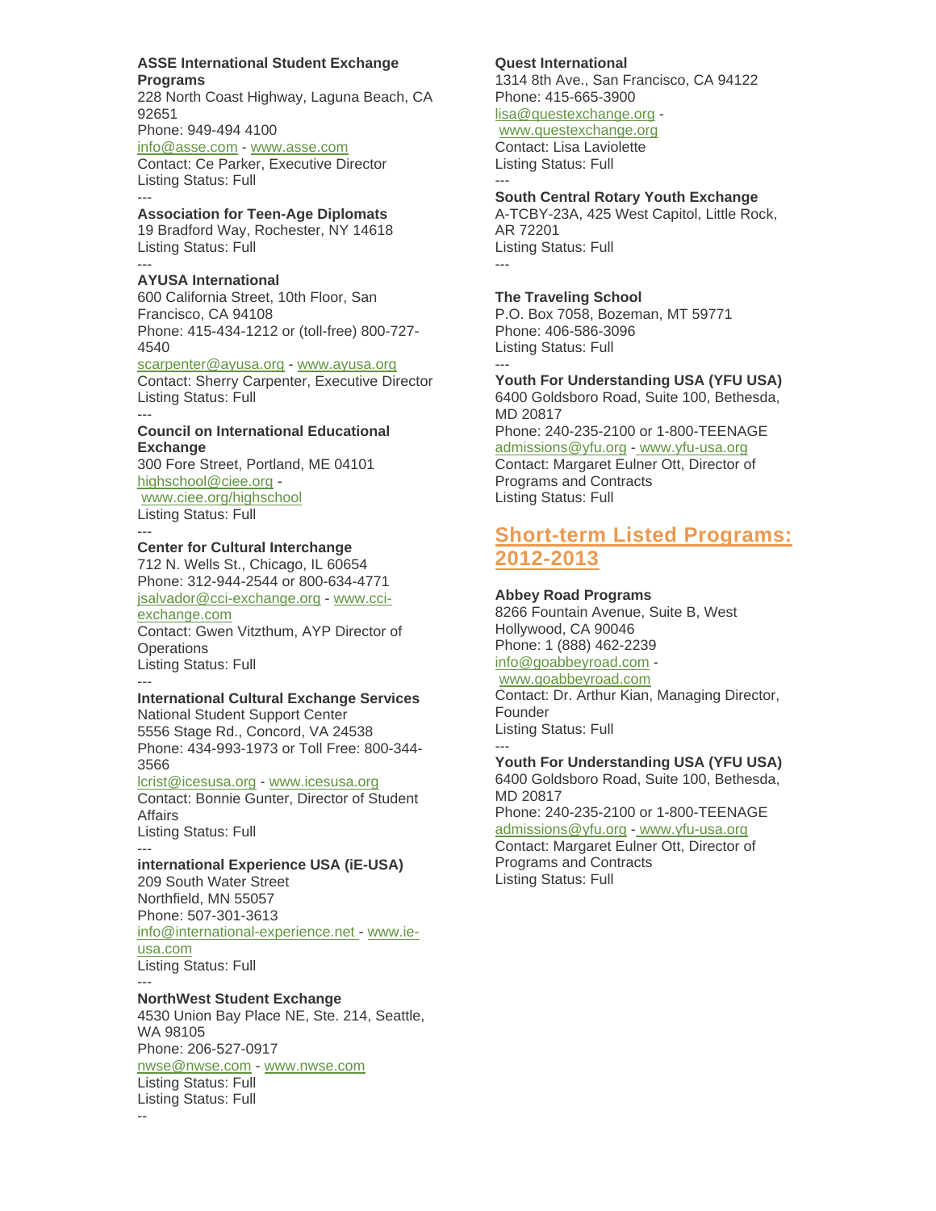**ASSE International Student Exchange Programs**
228 North Coast Highway, Laguna Beach, CA 92651
Phone: 949-494 4100
info@asse.com - www.asse.com
Contact: Ce Parker, Executive Director
Listing Status: Full
---
**Association for Teen-Age Diplomats**
19 Bradford Way, Rochester, NY 14618
Listing Status: Full
---
**AYUSA International**
600 California Street, 10th Floor, San Francisco, CA 94108
Phone: 415-434-1212 or (toll-free) 800-727-4540
scarpenter@ayusa.org - www.ayusa.org
Contact: Sherry Carpenter, Executive Director
Listing Status: Full
---
**Council on International Educational Exchange**
300 Fore Street, Portland, ME 04101
highschool@ciee.org - www.ciee.org/highschool
Listing Status: Full
---
**Center for Cultural Interchange**
712 N. Wells St., Chicago, IL 60654
Phone: 312-944-2544 or 800-634-4771
jsalvador@cci-exchange.org - www.cci-exchange.com
Contact: Gwen Vitzthum, AYP Director of Operations
Listing Status: Full
---
**International Cultural Exchange Services**
National Student Support Center
5556 Stage Rd., Concord, VA 24538
Phone: 434-993-1973 or Toll Free: 800-344-3566
lcrist@icesusa.org - www.icesusa.org
Contact: Bonnie Gunter, Director of Student Affairs
Listing Status: Full
---
**international Experience USA (iE-USA)**
209 South Water Street
Northfield, MN 55057
Phone: 507-301-3613
info@international-experience.net - www.ie-usa.com
Listing Status: Full
---
**NorthWest Student Exchange**
4530 Union Bay Place NE, Ste. 214, Seattle, WA 98105
Phone: 206-527-0917
nwse@nwse.com - www.nwse.com
Listing Status: Full
Listing Status: Full
--

**Quest International**
1314 8th Ave., San Francisco, CA 94122
Phone: 415-665-3900
lisa@questexchange.org - www.questexchange.org
Contact: Lisa Laviolette
Listing Status: Full
---
**South Central Rotary Youth Exchange**
A-TCBY-23A, 425 West Capitol, Little Rock, AR 72201
Listing Status: Full
---

**The Traveling School**
P.O. Box 7058, Bozeman, MT 59771
Phone: 406-586-3096
Listing Status: Full
---
**Youth For Understanding USA (YFU USA)**
6400 Goldsboro Road, Suite 100, Bethesda, MD 20817
Phone: 240-235-2100 or 1-800-TEENAGE
admissions@yfu.org - www.yfu-usa.org
Contact: Margaret Eulner Ott, Director of Programs and Contracts
Listing Status: Full

## Short-term Listed Programs: 2012-2013

**Abbey Road Programs**
8266 Fountain Avenue, Suite B, West Hollywood, CA 90046
Phone: 1 (888) 462-2239
info@goabbeyroad.com - www.goabbeyroad.com
Contact: Dr. Arthur Kian, Managing Director, Founder
Listing Status: Full
---
**Youth For Understanding USA (YFU USA)**
6400 Goldsboro Road, Suite 100, Bethesda, MD 20817
Phone: 240-235-2100 or 1-800-TEENAGE
admissions@yfu.org - www.yfu-usa.org
Contact: Margaret Eulner Ott, Director of Programs and Contracts
Listing Status: Full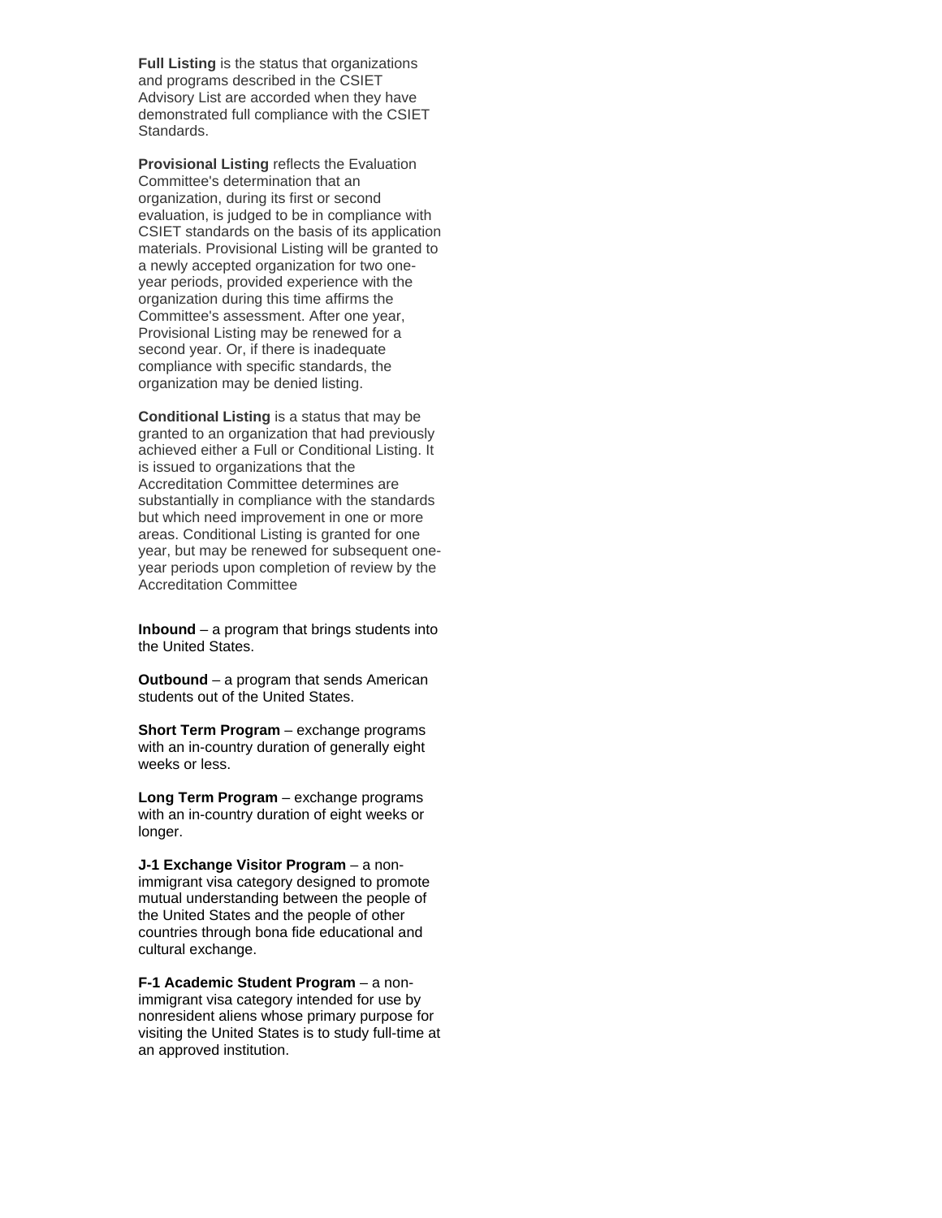**Full Listing** is the status that organizations and programs described in the CSIET Advisory List are accorded when they have demonstrated full compliance with the CSIET Standards.

**Provisional Listing** reflects the Evaluation Committee's determination that an organization, during its first or second evaluation, is judged to be in compliance with CSIET standards on the basis of its application materials. Provisional Listing will be granted to a newly accepted organization for two one-year periods, provided experience with the organization during this time affirms the Committee's assessment. After one year, Provisional Listing may be renewed for a second year. Or, if there is inadequate compliance with specific standards, the organization may be denied listing.

**Conditional Listing** is a status that may be granted to an organization that had previously achieved either a Full or Conditional Listing. It is issued to organizations that the Accreditation Committee determines are substantially in compliance with the standards but which need improvement in one or more areas. Conditional Listing is granted for one year, but may be renewed for subsequent one-year periods upon completion of review by the Accreditation Committee

**Inbound** – a program that brings students into the United States.

**Outbound** – a program that sends American students out of the United States.

**Short Term Program** – exchange programs with an in-country duration of generally eight weeks or less.

**Long Term Program** – exchange programs with an in-country duration of eight weeks or longer.

**J-1 Exchange Visitor Program** – a non-immigrant visa category designed to promote mutual understanding between the people of the United States and the people of other countries through bona fide educational and cultural exchange.

**F-1 Academic Student Program** – a non-immigrant visa category intended for use by nonresident aliens whose primary purpose for visiting the United States is to study full-time at an approved institution.